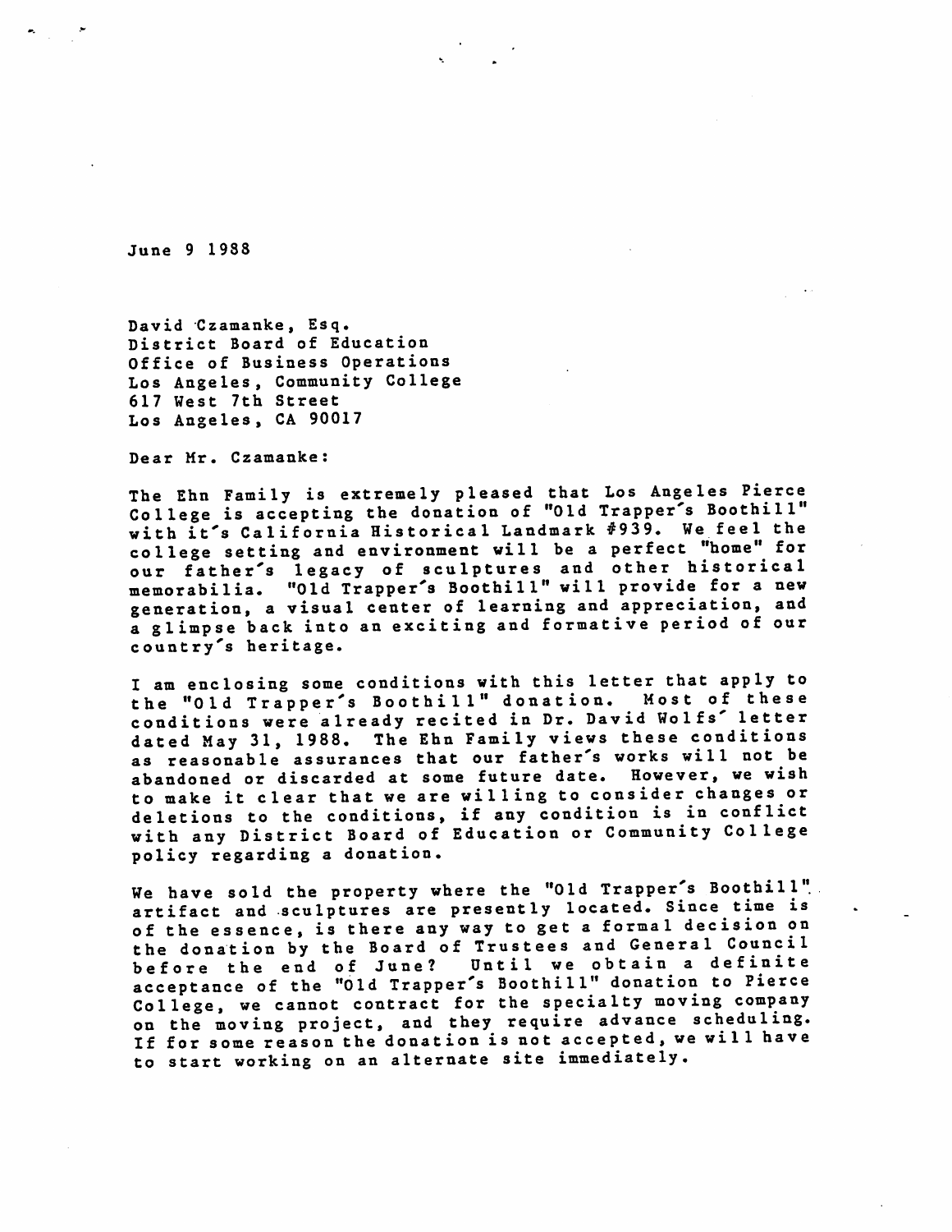June 9 1988

David Czamanke, Esq.  
District Board of Education  
Office of Business Operations  
Los Angeles, Community College  
617 West 7th Street  
Los Angeles, CA 90017

Dear Mr. Czamanke:

The Ehn Family is extremely pleased that Los Angeles Pierce College is accepting the donation of "Old Trapper's Boothill" with it's California Historical Landmark #939. We feel the college setting and environment will be a perfect "home" for our father's legacy of sculptures and other historical memorabilia. "Old Trapper's Boothill" will provide for a new generation, a visual center of learning and appreciation, and a glimpse back into an exciting and formative period of our country's heritage.

I am enclosing some conditions with this letter that apply to the "Old Trapper's Boothill" donation. Most of these conditions were already recited in Dr. David Wolfs' letter dated May 31, 1988. The Ehn Family views these conditions as reasonable assurances that our father's works will not be abandoned or discarded at some future date. However, we wish to make it clear that we are willing to consider changes or deletions to the conditions, if any condition is in conflict with any District Board of Education or Community College policy regarding a donation.

We have sold the property where the "Old Trapper's Boothill" artifact and sculptures are presently located. Since time is of the essence, is there any way to get a formal decision on the donation by the Board of Trustees and General Council before the end of June? Until we obtain a definite acceptance of the "Old Trapper's Boothill" donation to Pierce College, we cannot contract for the specialty moving company on the moving project, and they require advance scheduling. If for some reason the donation is not accepted, we will have to start working on an alternate site immediately.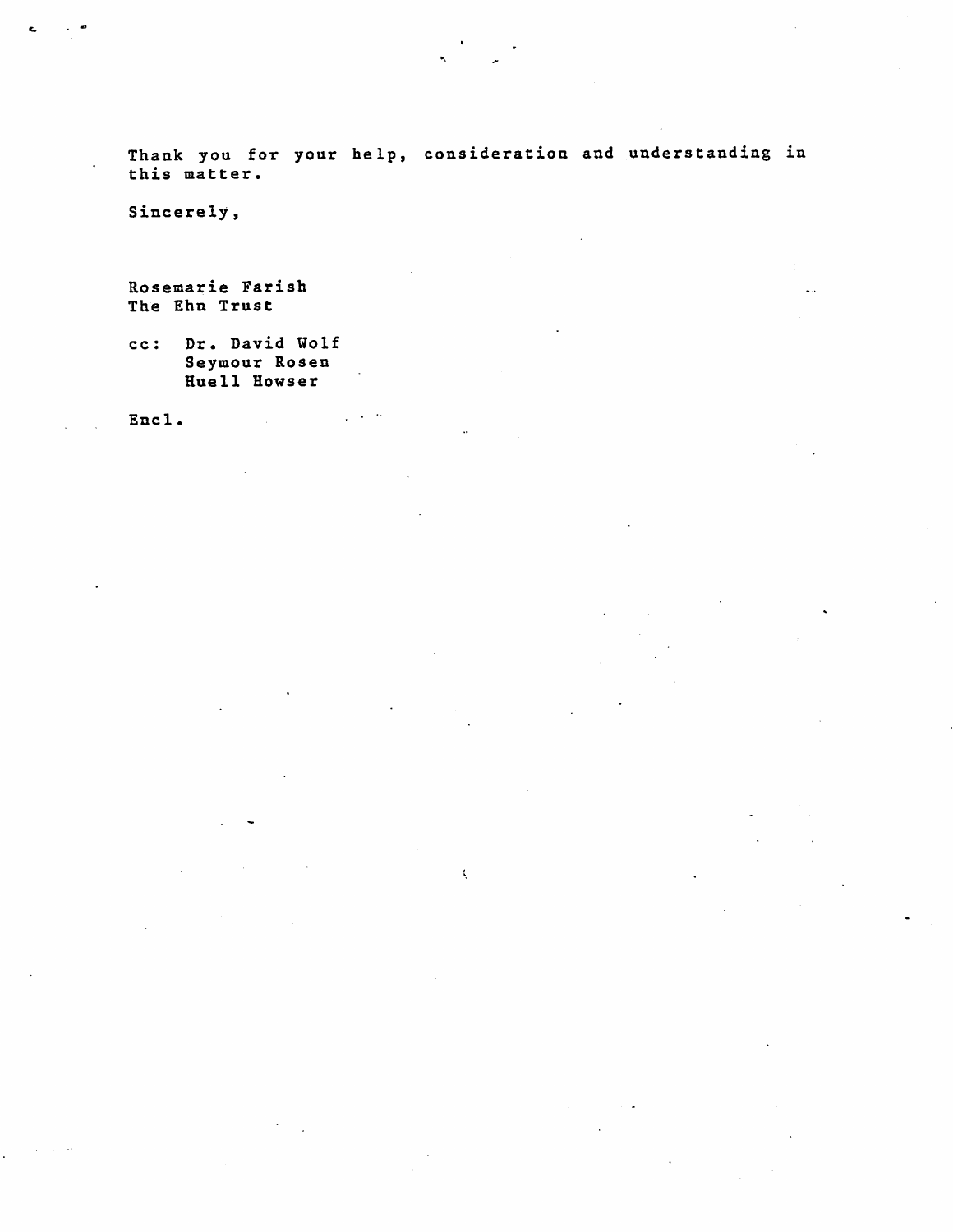Thank you for your help, consideration and understanding in this matter.

Sincerely,

Rosemarie Farish
The Ehn Trust

cc: Dr. David Wolf
Seymour Rosen
Huell Howser

Encl.